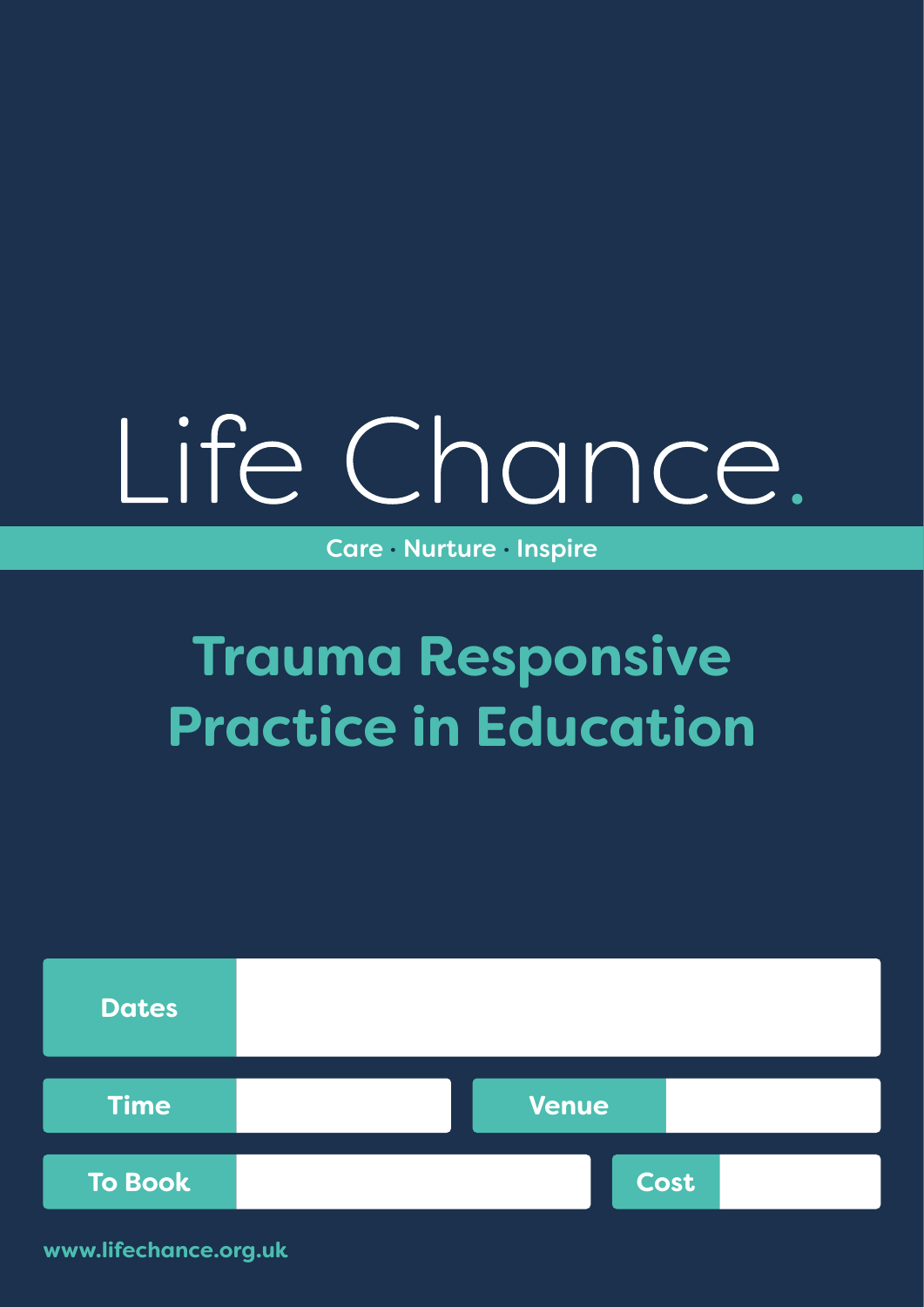# Life Chance.

**Care · Nurture · Inspire**

## Trauma Responsive Practice in Education

| | |
|---|---|
| **Dates** | |
| **Time** | |
| **Venue** | |
| **To Book** | |
| **Cost** | |

www.lifechance.org.uk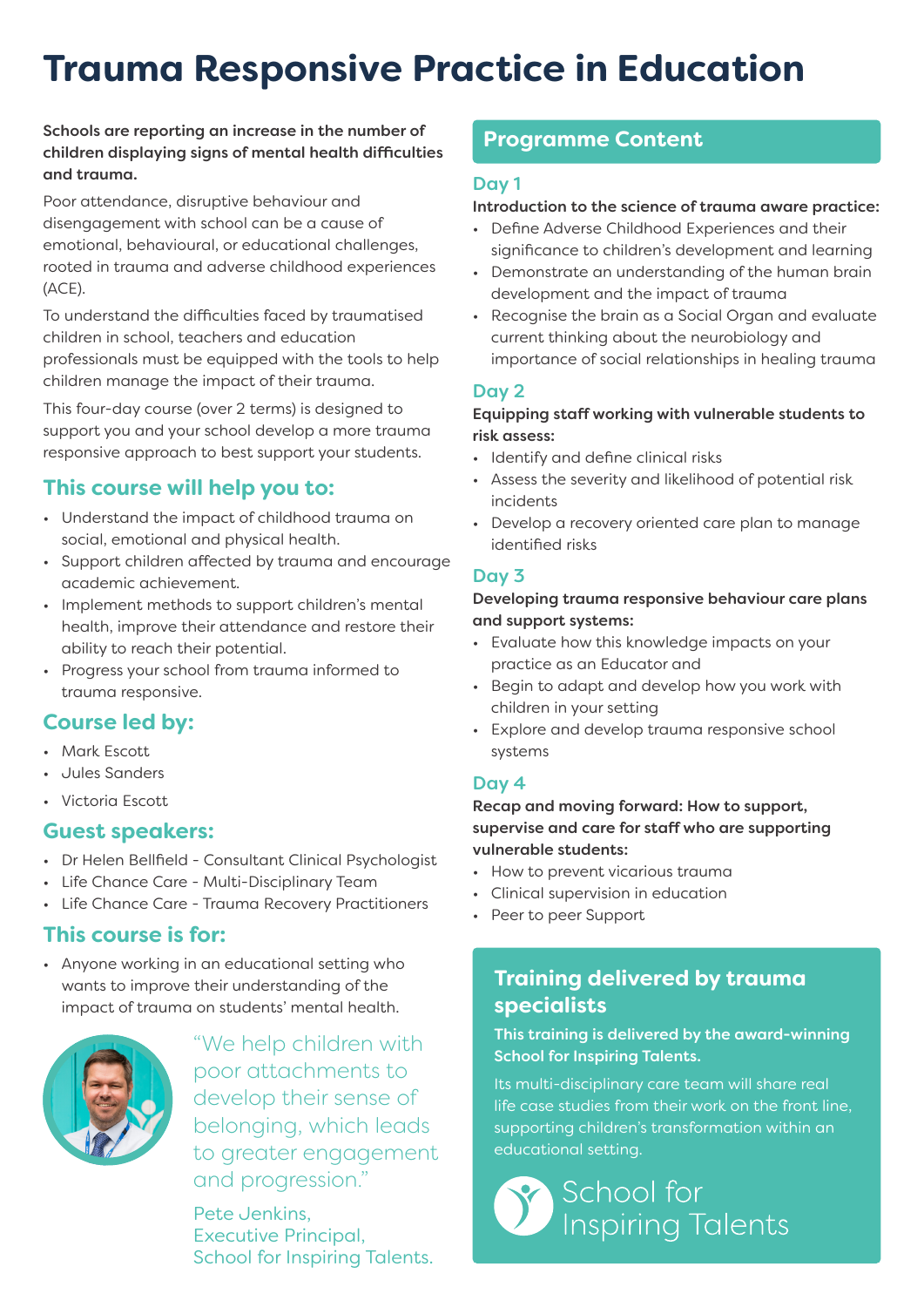# Trauma Responsive Practice in Education

**Schools are reporting an increase in the number of children displaying signs of mental health difficulties and trauma.**

Poor attendance, disruptive behaviour and disengagement with school can be a cause of emotional, behavioural, or educational challenges, rooted in trauma and adverse childhood experiences (ACE).

To understand the difficulties faced by traumatised children in school, teachers and education professionals must be equipped with the tools to help children manage the impact of their trauma.

This four-day course (over 2 terms) is designed to support you and your school develop a more trauma responsive approach to best support your students.

## This course will help you to:

- Understand the impact of childhood trauma on social, emotional and physical health.
- Support children affected by trauma and encourage academic achievement.
- Implement methods to support children's mental health, improve their attendance and restore their ability to reach their potential.
- Progress your school from trauma informed to trauma responsive.

## Course led by:

- Mark Escott
- Jules Sanders
- Victoria Escott

## Guest speakers:

- Dr Helen Bellfield - Consultant Clinical Psychologist
- Life Chance Care - Multi-Disciplinary Team
- Life Chance Care - Trauma Recovery Practitioners

## This course is for:

- Anyone working in an educational setting who wants to improve their understanding of the impact of trauma on students' mental health.

"We help children with poor attachments to develop their sense of belonging, which leads to greater engagement and progression."

Pete Jenkins,
Executive Principal,
School for Inspiring Talents.

## Programme Content

### Day 1

**Introduction to the science of trauma aware practice:**

- Define Adverse Childhood Experiences and their significance to children's development and learning
- Demonstrate an understanding of the human brain development and the impact of trauma
- Recognise the brain as a Social Organ and evaluate current thinking about the neurobiology and importance of social relationships in healing trauma

### Day 2

**Equipping staff working with vulnerable students to risk assess:**

- Identify and define clinical risks
- Assess the severity and likelihood of potential risk incidents
- Develop a recovery oriented care plan to manage identified risks

### Day 3

**Developing trauma responsive behaviour care plans and support systems:**

- Evaluate how this knowledge impacts on your practice as an Educator and
- Begin to adapt and develop how you work with children in your setting
- Explore and develop trauma responsive school systems

### Day 4

**Recap and moving forward: How to support, supervise and care for staff who are supporting vulnerable students:**

- How to prevent vicarious trauma
- Clinical supervision in education
- Peer to peer Support

## Training delivered by trauma specialists

**This training is delivered by the award-winning School for Inspiring Talents.**

Its multi-disciplinary care team will share real life case studies from their work on the front line, supporting children's transformation within an educational setting.

School for Inspiring Talents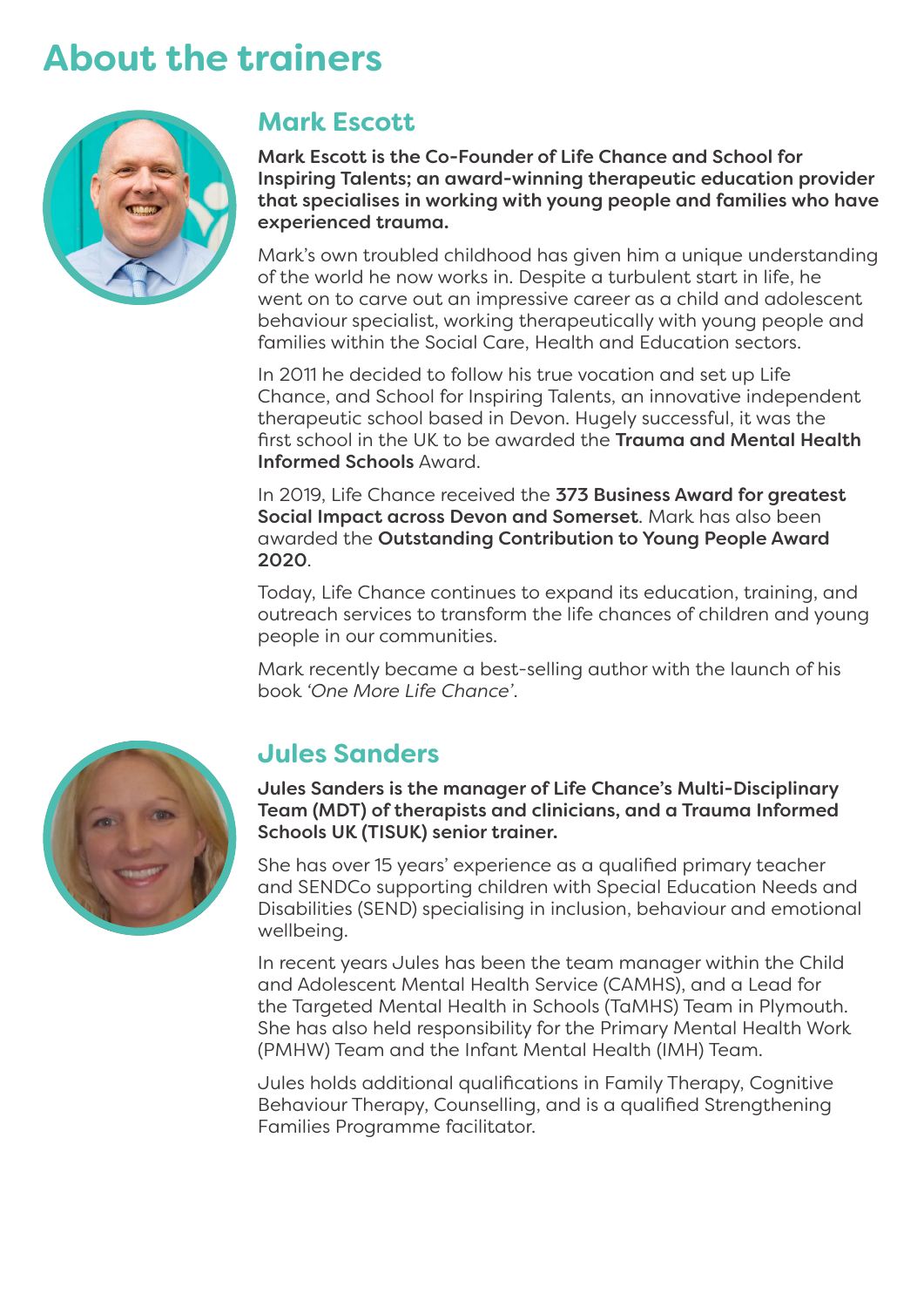# About the trainers

## Mark Escott

**Mark Escott is the Co-Founder of Life Chance and School for Inspiring Talents; an award-winning therapeutic education provider that specialises in working with young people and families who have experienced trauma.**

Mark's own troubled childhood has given him a unique understanding of the world he now works in. Despite a turbulent start in life, he went on to carve out an impressive career as a child and adolescent behaviour specialist, working therapeutically with young people and families within the Social Care, Health and Education sectors.

In 2011 he decided to follow his true vocation and set up Life Chance, and School for Inspiring Talents, an innovative independent therapeutic school based in Devon. Hugely successful, it was the first school in the UK to be awarded the **Trauma and Mental Health Informed Schools** Award.

In 2019, Life Chance received the **373 Business Award for greatest Social Impact across Devon and Somerset**. Mark has also been awarded the **Outstanding Contribution to Young People Award 2020**.

Today, Life Chance continues to expand its education, training, and outreach services to transform the life chances of children and young people in our communities.

Mark recently became a best-selling author with the launch of his book *'One More Life Chance'*.

## Jules Sanders

**Jules Sanders is the manager of Life Chance's Multi-Disciplinary Team (MDT) of therapists and clinicians, and a Trauma Informed Schools UK (TISUK) senior trainer.**

She has over 15 years' experience as a qualified primary teacher and SENDCo supporting children with Special Education Needs and Disabilities (SEND) specialising in inclusion, behaviour and emotional wellbeing.

In recent years Jules has been the team manager within the Child and Adolescent Mental Health Service (CAMHS), and a Lead for the Targeted Mental Health in Schools (TaMHS) Team in Plymouth. She has also held responsibility for the Primary Mental Health Work (PMHW) Team and the Infant Mental Health (IMH) Team.

Jules holds additional qualifications in Family Therapy, Cognitive Behaviour Therapy, Counselling, and is a qualified Strengthening Families Programme facilitator.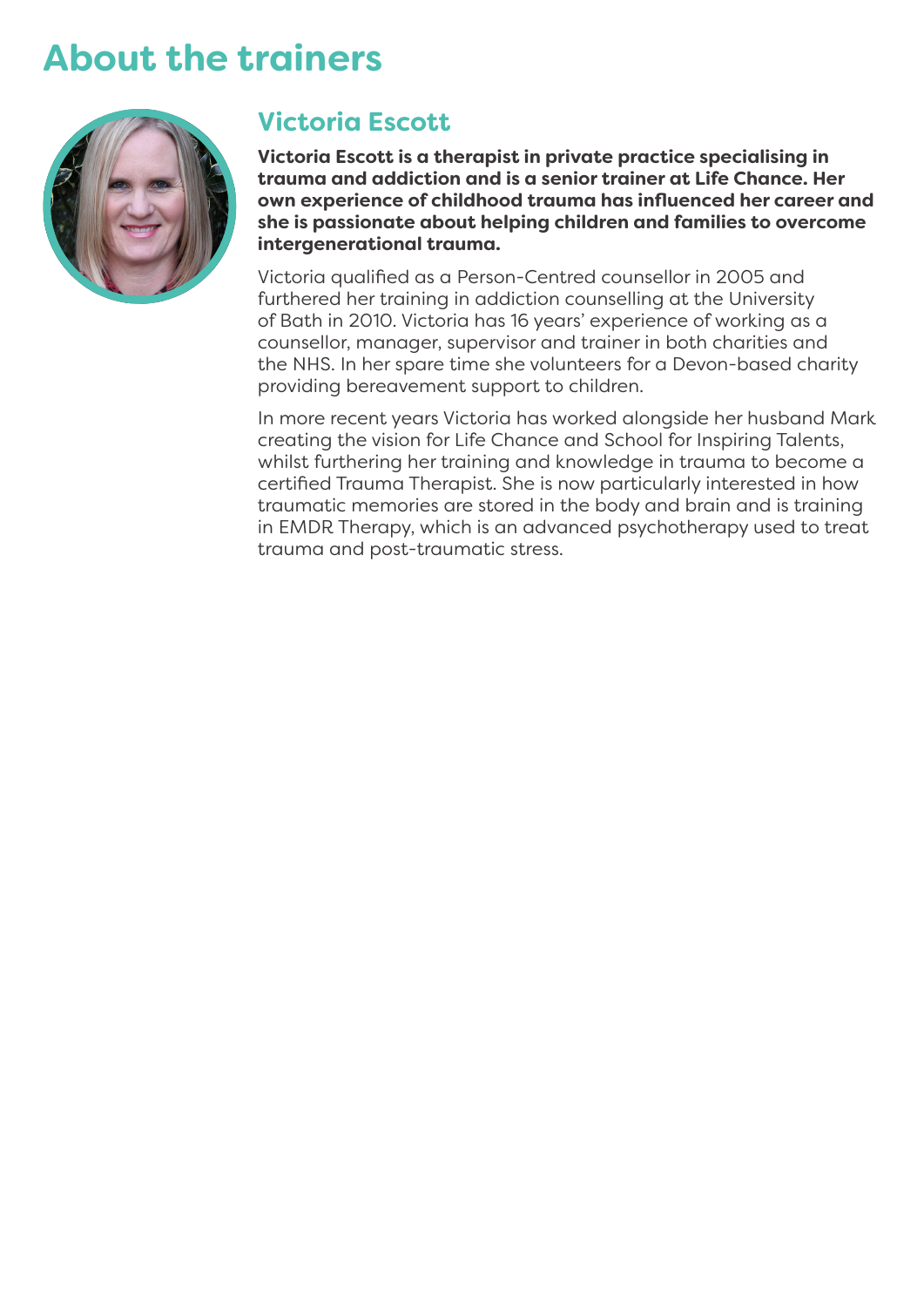# About the trainers

## Victoria Escott

**Victoria Escott is a therapist in private practice specialising in trauma and addiction and is a senior trainer at Life Chance. Her own experience of childhood trauma has influenced her career and she is passionate about helping children and families to overcome intergenerational trauma.**

Victoria qualified as a Person-Centred counsellor in 2005 and furthered her training in addiction counselling at the University of Bath in 2010. Victoria has 16 years' experience of working as a counsellor, manager, supervisor and trainer in both charities and the NHS. In her spare time she volunteers for a Devon-based charity providing bereavement support to children.

In more recent years Victoria has worked alongside her husband Mark creating the vision for Life Chance and School for Inspiring Talents, whilst furthering her training and knowledge in trauma to become a certified Trauma Therapist. She is now particularly interested in how traumatic memories are stored in the body and brain and is training in EMDR Therapy, which is an advanced psychotherapy used to treat trauma and post-traumatic stress.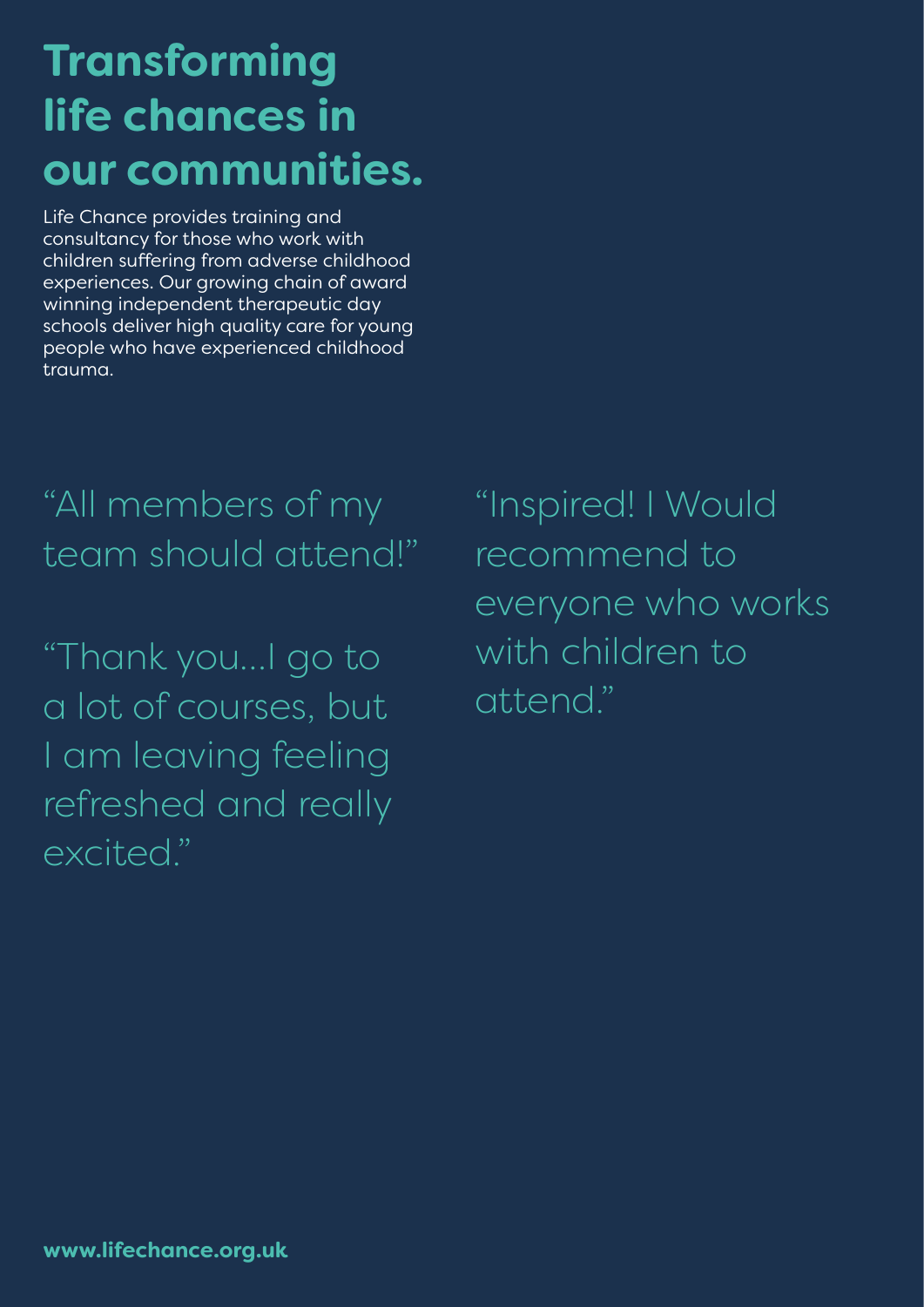# Transforming life chances in our communities.

Life Chance provides training and consultancy for those who work with children suffering from adverse childhood experiences. Our growing chain of award winning independent therapeutic day schools deliver high quality care for young people who have experienced childhood trauma.

"All members of my team should attend!"

"Thank you...I go to a lot of courses, but I am leaving feeling refreshed and really excited."

"Inspired! I Would recommend to everyone who works with children to attend."

**www.lifechance.org.uk**